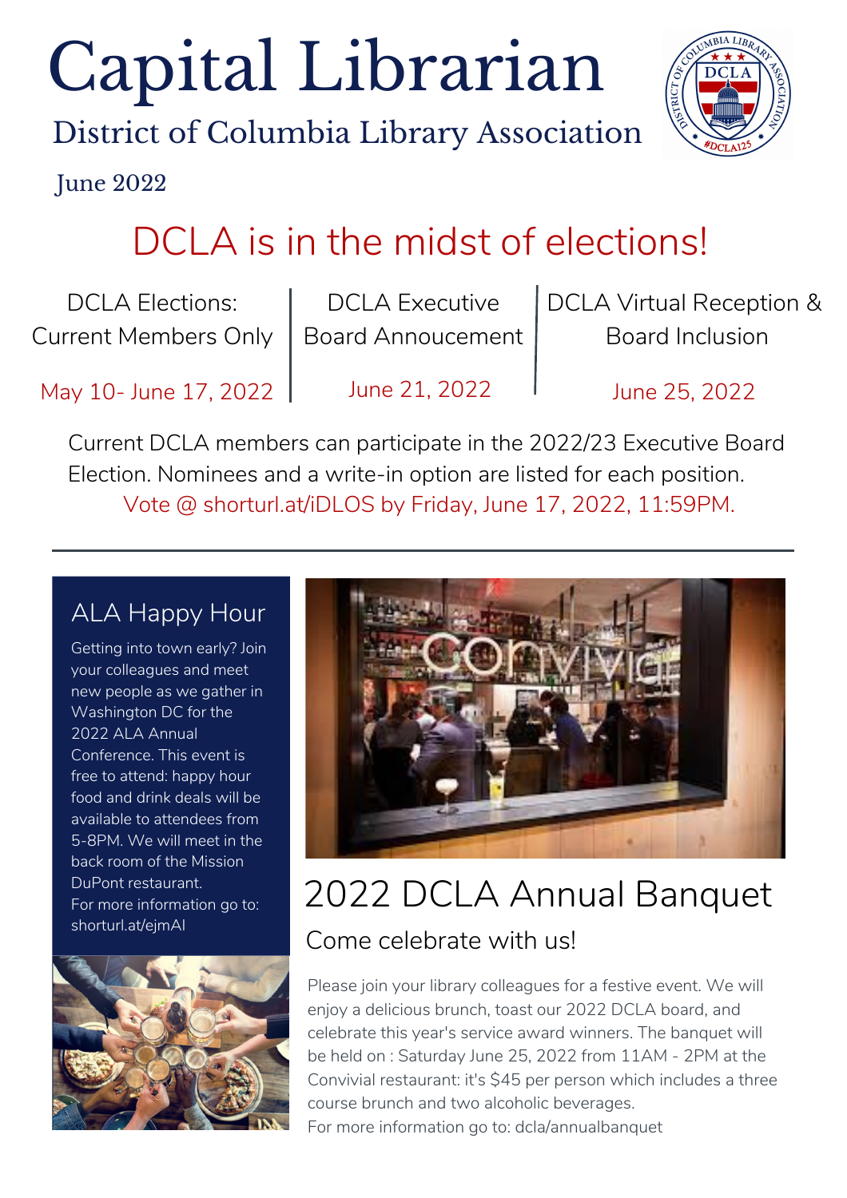# Capital Librarian

## District of Columbia Library Association

June 2022

## DCLA is in the midst of elections!

| DCLA Elections: Current Members Only | DCLA Executive Board Annoucement | DCLA Virtual Reception & Board Inclusion |
| --- | --- | --- |
| May 10- June 17, 2022 | June 21, 2022 | June 25, 2022 |

Current DCLA members can participate in the 2022/23 Executive Board Election. Nominees and a write-in option are listed for each position.

Vote @ shorturl.at/iDLOS by Friday, June 17, 2022, 11:59PM.

---

### ALA Happy Hour

Getting into town early? Join your colleagues and meet new people as we gather in Washington DC for the 2022 ALA Annual Conference. This event is free to attend: happy hour food and drink deals will be available to attendees from 5-8PM. We will meet in the back room of the Mission DuPont restaurant.

For more information go to: shorturl.at/ejmAI

### 2022 DCLA Annual Banquet

Come celebrate with us!

Please join your library colleagues for a festive event. We will enjoy a delicious brunch, toast our 2022 DCLA board, and celebrate this year's service award winners. The banquet will be held on : Saturday June 25, 2022 from 11AM - 2PM at the Convivial restaurant: it's $45 per person which includes a three course brunch and two alcoholic beverages.

For more information go to: dcla/annualbanquet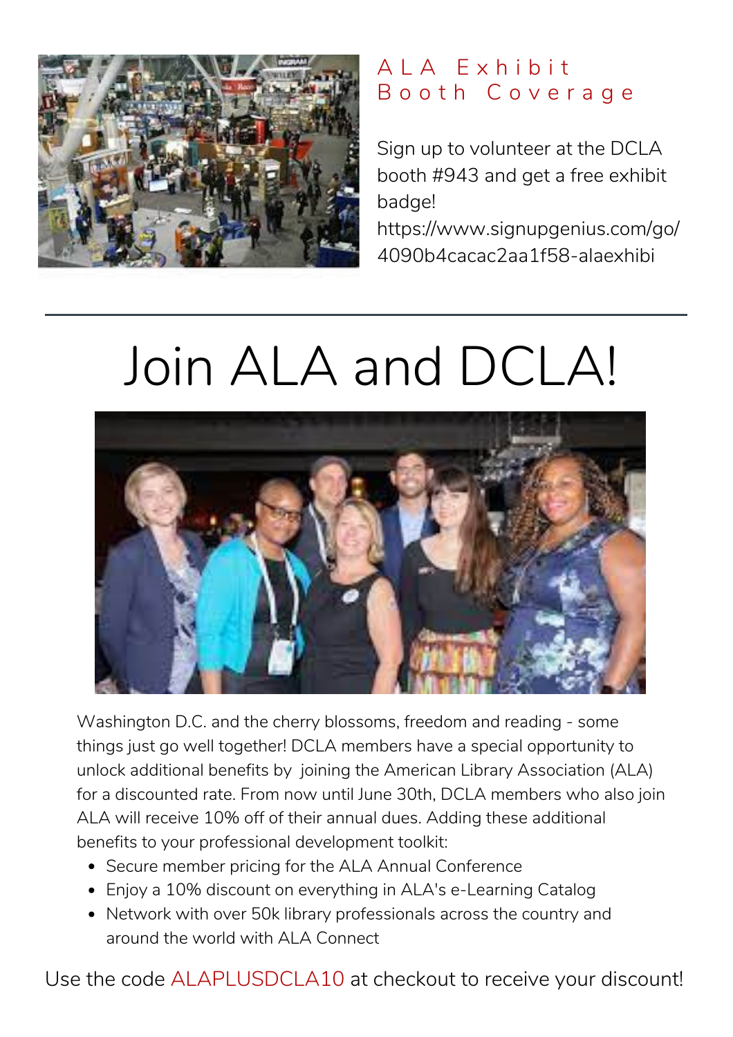## ALA Exhibit Booth Coverage

Sign up to volunteer at the DCLA booth #943 and get a free exhibit badge! https://www.signupgenius.com/go/4090b4cacac2aa1f58-alaexhibi

---

# Join ALA and DCLA!

Washington D.C. and the cherry blossoms, freedom and reading - some things just go well together! DCLA members have a special opportunity to unlock additional benefits by joining the American Library Association (ALA) for a discounted rate. From now until June 30th, DCLA members who also join ALA will receive 10% off of their annual dues. Adding these additional benefits to your professional development toolkit:

- Secure member pricing for the ALA Annual Conference
- Enjoy a 10% discount on everything in ALA's e-Learning Catalog
- Network with over 50k library professionals across the country and around the world with ALA Connect

Use the code ALAPLUSDCLA10 at checkout to receive your discount!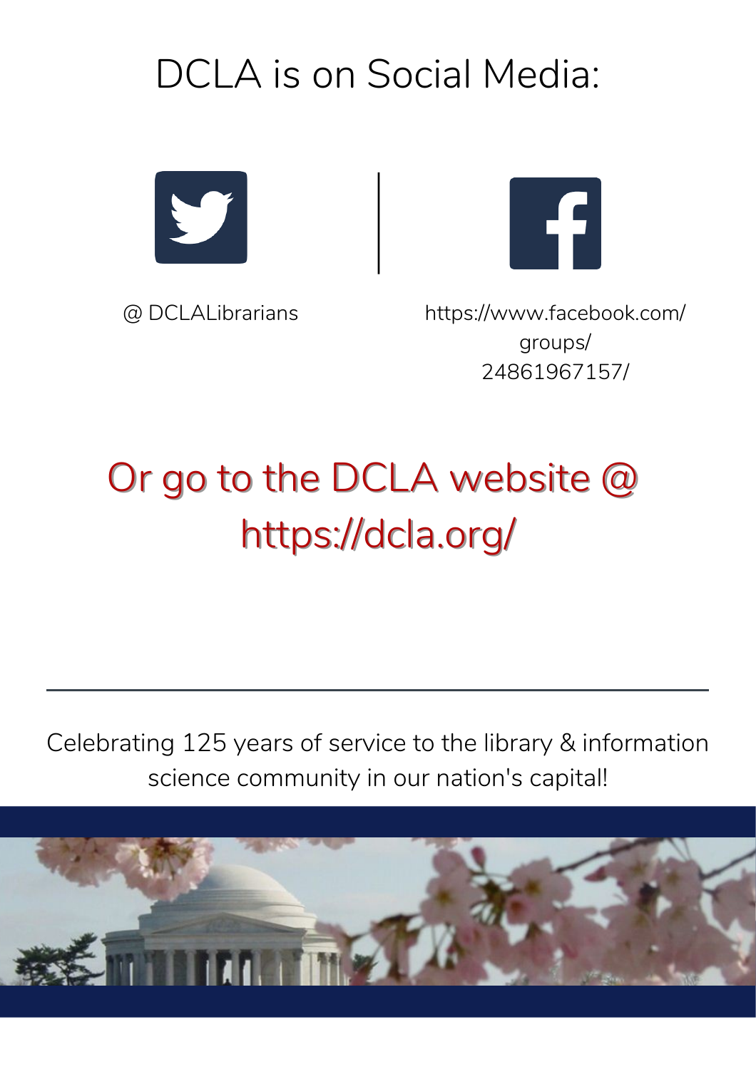# DCLA is on Social Media:

@ DCLALibrarians

https://www.facebook.com/groups/24861967157/

## Or go to the DCLA website @ https://dcla.org/

---

Celebrating 125 years of service to the library & information science community in our nation's capital!